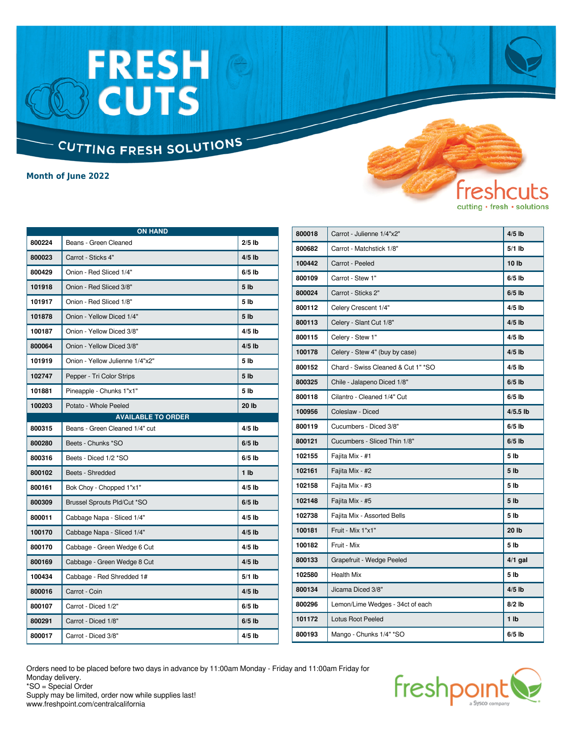# FRESH CUTS

## CUTTING FRESH SOLUTIONS

**Month of June 2022**

freshcuts
cutting • fresh • solutions

| ON HAND | | |
|---|---|---|
| 800224 | Beans - Green Cleaned | 2/5 lb |
| 800023 | Carrot - Sticks 4" | 4/5 lb |
| 800429 | Onion - Red Sliced 1/4" | 6/5 lb |
| 101918 | Onion - Red Sliced 3/8" | 5 lb |
| 101917 | Onion - Red Sliced 1/8" | 5 lb |
| 101878 | Onion - Yellow Diced 1/4" | 5 lb |
| 100187 | Onion - Yellow Diced 3/8" | 4/5 lb |
| 800064 | Onion - Yellow Diced 3/8" | 4/5 lb |
| 101919 | Onion - Yellow Julienne 1/4"x2" | 5 lb |
| 102747 | Pepper - Tri Color Strips | 5 lb |
| 101881 | Pineapple - Chunks 1"x1" | 5 lb |
| 100203 | Potato - Whole Peeled | 20 lb |
| **AVAILABLE TO ORDER** | | |
| 800315 | Beans - Green Cleaned 1/4" cut | 4/5 lb |
| 800280 | Beets - Chunks *SO | 6/5 lb |
| 800316 | Beets - Diced 1/2 *SO | 6/5 lb |
| 800102 | Beets - Shredded | 1 lb |
| 800161 | Bok Choy - Chopped 1"x1" | 4/5 lb |
| 800309 | Brussel Sprouts Pld/Cut *SO | 6/5 lb |
| 800011 | Cabbage Napa - Sliced 1/4" | 4/5 lb |
| 100170 | Cabbage Napa - Sliced 1/4" | 4/5 lb |
| 800170 | Cabbage - Green Wedge 6 Cut | 4/5 lb |
| 800169 | Cabbage - Green Wedge 8 Cut | 4/5 lb |
| 100434 | Cabbage - Red Shredded 1# | 5/1 lb |
| 800016 | Carrot - Coin | 4/5 lb |
| 800107 | Carrot - Diced 1/2" | 6/5 lb |
| 800291 | Carrot - Diced 1/8" | 6/5 lb |
| 800017 | Carrot - Diced 3/8" | 4/5 lb |
| 800018 | Carrot - Julienne 1/4"x2" | 4/5 lb |
| 800682 | Carrot - Matchstick 1/8" | 5/1 lb |
| 100442 | Carrot - Peeled | 10 lb |
| 800109 | Carrot - Stew 1" | 6/5 lb |
| 800024 | Carrot - Sticks 2" | 6/5 lb |
| 800112 | Celery Crescent 1/4" | 4/5 lb |
| 800113 | Celery - Slant Cut 1/8" | 4/5 lb |
| 800115 | Celery - Stew 1" | 4/5 lb |
| 100178 | Celery - Stew 4" (buy by case) | 4/5 lb |
| 800152 | Chard - Swiss Cleaned & Cut 1" *SO | 4/5 lb |
| 800325 | Chile - Jalapeno Diced 1/8" | 6/5 lb |
| 800118 | Cilantro - Cleaned 1/4" Cut | 6/5 lb |
| 100956 | Coleslaw - Diced | 4/5.5 lb |
| 800119 | Cucumbers - Diced 3/8" | 6/5 lb |
| 800121 | Cucumbers - Sliced Thin 1/8" | 6/5 lb |
| 102155 | Fajita Mix - #1 | 5 lb |
| 102161 | Fajita Mix - #2 | 5 lb |
| 102158 | Fajita Mix - #3 | 5 lb |
| 102148 | Fajita Mix - #5 | 5 lb |
| 102738 | Fajita Mix - Assorted Bells | 5 lb |
| 100181 | Fruit - Mix 1"x1" | 20 lb |
| 100182 | Fruit - Mix | 5 lb |
| 800133 | Grapefruit - Wedge Peeled | 4/1 gal |
| 102580 | Health Mix | 5 lb |
| 800134 | Jicama Diced 3/8" | 4/5 lb |
| 800296 | Lemon/Lime Wedges - 34ct of each | 8/2 lb |
| 101172 | Lotus Root Peeled | 1 lb |
| 800193 | Mango - Chunks 1/4" *SO | 6/5 lb |

Orders need to be placed before two days in advance by 11:00am Monday - Friday and 11:00am Friday for Monday delivery.
*SO = Special Order
Supply may be limited, order now while supplies last!
www.freshpoint.com/centralcalifornia

freshpoint
a Sysco company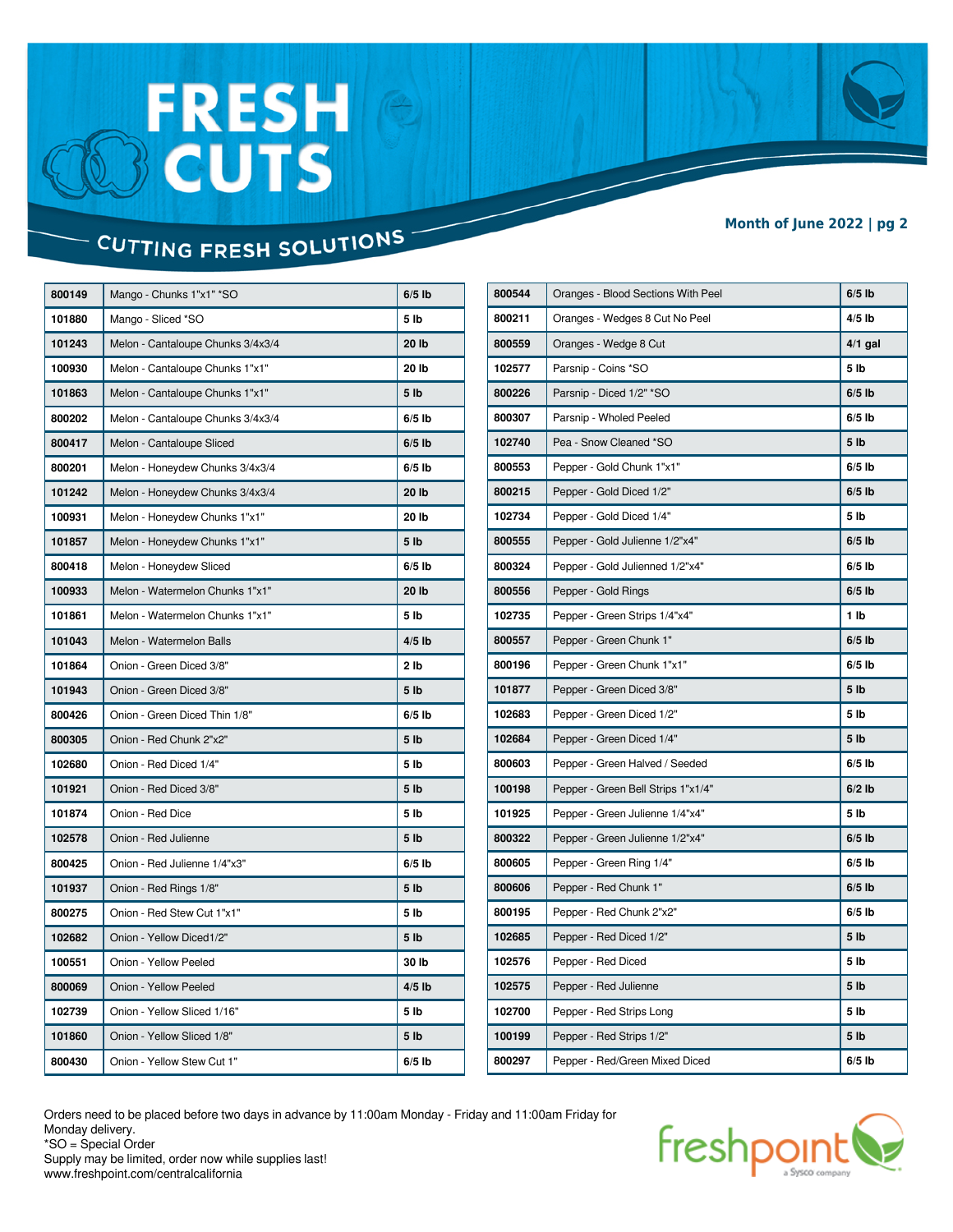# FRESH CUTS

## CUTTING FRESH SOLUTIONS

**Month of June 2022 | pg 2**

| | | |
|---|---|---|
| **800149** | Mango - Chunks 1"x1" *SO | **6/5 lb** |
| **101880** | Mango - Sliced *SO | **5 lb** |
| **101243** | Melon - Cantaloupe Chunks 3/4x3/4 | **20 lb** |
| **100930** | Melon - Cantaloupe Chunks 1"x1" | **20 lb** |
| **101863** | Melon - Cantaloupe Chunks 1"x1" | **5 lb** |
| **800202** | Melon - Cantaloupe Chunks 3/4x3/4 | **6/5 lb** |
| **800417** | Melon - Cantaloupe Sliced | **6/5 lb** |
| **800201** | Melon - Honeydew Chunks 3/4x3/4 | **6/5 lb** |
| **101242** | Melon - Honeydew Chunks 3/4x3/4 | **20 lb** |
| **100931** | Melon - Honeydew Chunks 1"x1" | **20 lb** |
| **101857** | Melon - Honeydew Chunks 1"x1" | **5 lb** |
| **800418** | Melon - Honeydew Sliced | **6/5 lb** |
| **100933** | Melon - Watermelon Chunks 1"x1" | **20 lb** |
| **101861** | Melon - Watermelon Chunks 1"x1" | **5 lb** |
| **101043** | Melon - Watermelon Balls | **4/5 lb** |
| **101864** | Onion - Green Diced 3/8" | **2 lb** |
| **101943** | Onion - Green Diced 3/8" | **5 lb** |
| **800426** | Onion - Green Diced Thin 1/8" | **6/5 lb** |
| **800305** | Onion - Red Chunk 2"x2" | **5 lb** |
| **102680** | Onion - Red Diced 1/4" | **5 lb** |
| **101921** | Onion - Red Diced 3/8" | **5 lb** |
| **101874** | Onion - Red Dice | **5 lb** |
| **102578** | Onion - Red Julienne | **5 lb** |
| **800425** | Onion - Red Julienne 1/4"x3" | **6/5 lb** |
| **101937** | Onion - Red Rings 1/8" | **5 lb** |
| **800275** | Onion - Red Stew Cut 1"x1" | **5 lb** |
| **102682** | Onion - Yellow Diced1/2" | **5 lb** |
| **100551** | Onion - Yellow Peeled | **30 lb** |
| **800069** | Onion - Yellow Peeled | **4/5 lb** |
| **102739** | Onion - Yellow Sliced 1/16" | **5 lb** |
| **101860** | Onion - Yellow Sliced 1/8" | **5 lb** |
| **800430** | Onion - Yellow Stew Cut 1" | **6/5 lb** |
| **800544** | Oranges - Blood Sections With Peel | **6/5 lb** |
| **800211** | Oranges - Wedges 8 Cut No Peel | **4/5 lb** |
| **800559** | Oranges - Wedge 8 Cut | **4/1 gal** |
| **102577** | Parsnip - Coins *SO | **5 lb** |
| **800226** | Parsnip - Diced 1/2" *SO | **6/5 lb** |
| **800307** | Parsnip - Wholed Peeled | **6/5 lb** |
| **102740** | Pea - Snow Cleaned *SO | **5 lb** |
| **800553** | Pepper - Gold Chunk 1"x1" | **6/5 lb** |
| **800215** | Pepper - Gold Diced 1/2" | **6/5 lb** |
| **102734** | Pepper - Gold Diced 1/4" | **5 lb** |
| **800555** | Pepper - Gold Julienne 1/2"x4" | **6/5 lb** |
| **800324** | Pepper - Gold Julienned 1/2"x4" | **6/5 lb** |
| **800556** | Pepper - Gold Rings | **6/5 lb** |
| **102735** | Pepper - Green Strips 1/4"x4" | **1 lb** |
| **800557** | Pepper - Green Chunk 1" | **6/5 lb** |
| **800196** | Pepper - Green Chunk 1"x1" | **6/5 lb** |
| **101877** | Pepper - Green Diced 3/8" | **5 lb** |
| **102683** | Pepper - Green Diced 1/2" | **5 lb** |
| **102684** | Pepper - Green Diced 1/4" | **5 lb** |
| **800603** | Pepper - Green Halved / Seeded | **6/5 lb** |
| **100198** | Pepper - Green Bell Strips 1"x1/4" | **6/2 lb** |
| **101925** | Pepper - Green Julienne 1/4"x4" | **5 lb** |
| **800322** | Pepper - Green Julienne 1/2"x4" | **6/5 lb** |
| **800605** | Pepper - Green Ring 1/4" | **6/5 lb** |
| **800606** | Pepper - Red Chunk 1" | **6/5 lb** |
| **800195** | Pepper - Red Chunk 2"x2" | **6/5 lb** |
| **102685** | Pepper - Red Diced 1/2" | **5 lb** |
| **102576** | Pepper - Red Diced | **5 lb** |
| **102575** | Pepper - Red Julienne | **5 lb** |
| **102700** | Pepper - Red Strips Long | **5 lb** |
| **100199** | Pepper - Red Strips 1/2" | **5 lb** |
| **800297** | Pepper - Red/Green Mixed Diced | **6/5 lb** |

Orders need to be placed before two days in advance by 11:00am Monday - Friday and 11:00am Friday for Monday delivery.
*SO = Special Order
Supply may be limited, order now while supplies last!
www.freshpoint.com/centralcalifornia

freshpoint a Sysco company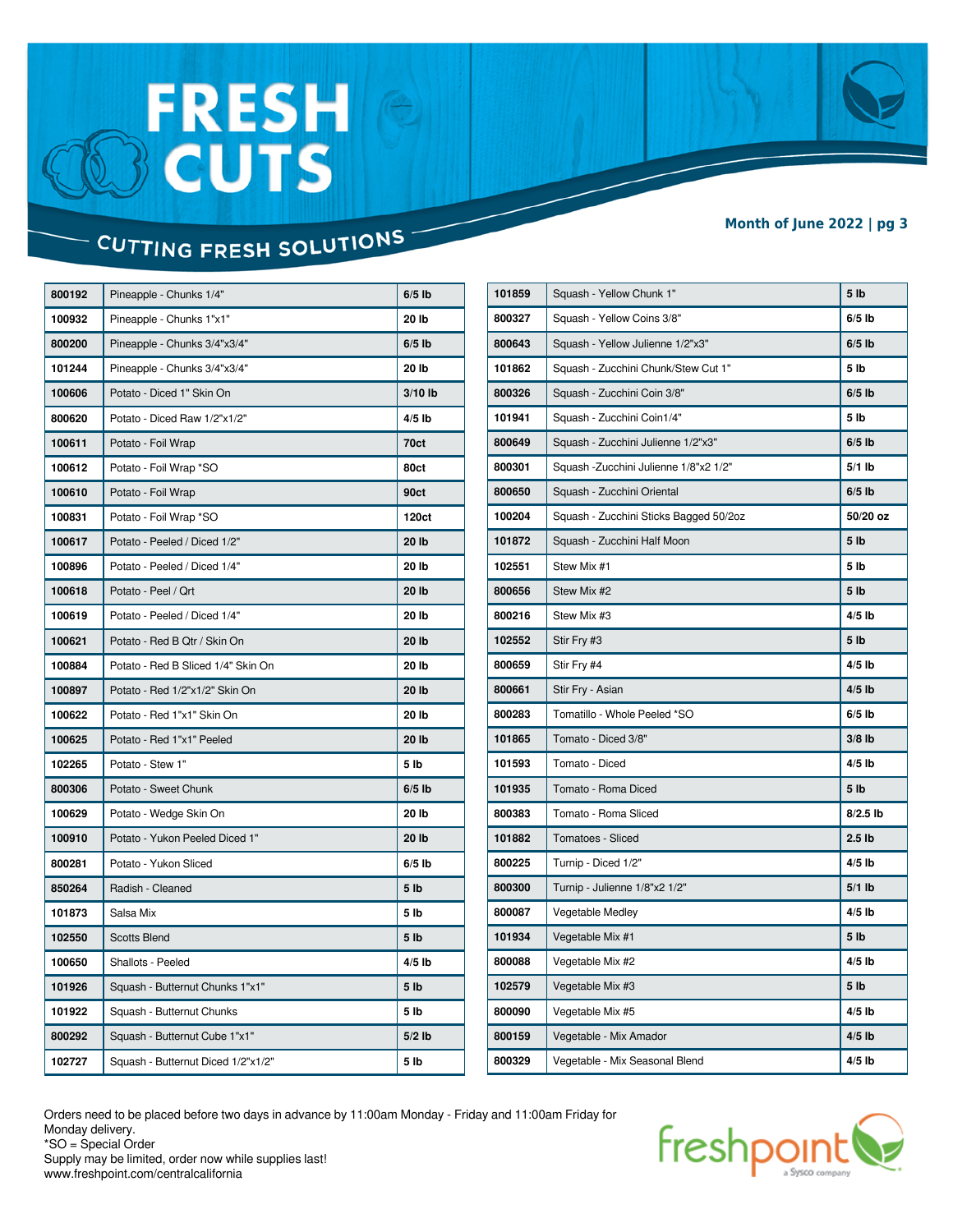# FRESH CUTS

## CUTTING FRESH SOLUTIONS

**Month of June 2022 | pg 3**

| 800192 | Pineapple - Chunks 1/4" | 6/5 lb |
|---|---|---|
| 100932 | Pineapple - Chunks 1"x1" | 20 lb |
| 800200 | Pineapple - Chunks 3/4"x3/4" | 6/5 lb |
| 101244 | Pineapple - Chunks 3/4"x3/4" | 20 lb |
| 100606 | Potato - Diced 1" Skin On | 3/10 lb |
| 800620 | Potato - Diced Raw 1/2"x1/2" | 4/5 lb |
| 100611 | Potato - Foil Wrap | 70ct |
| 100612 | Potato - Foil Wrap *SO | 80ct |
| 100610 | Potato - Foil Wrap | 90ct |
| 100831 | Potato - Foil Wrap *SO | 120ct |
| 100617 | Potato - Peeled / Diced 1/2" | 20 lb |
| 100896 | Potato - Peeled / Diced 1/4" | 20 lb |
| 100618 | Potato - Peel / Qrt | 20 lb |
| 100619 | Potato - Peeled / Diced 1/4" | 20 lb |
| 100621 | Potato - Red B Qtr / Skin On | 20 lb |
| 100884 | Potato - Red B Sliced 1/4" Skin On | 20 lb |
| 100897 | Potato - Red 1/2"x1/2" Skin On | 20 lb |
| 100622 | Potato - Red 1"x1" Skin On | 20 lb |
| 100625 | Potato - Red 1"x1" Peeled | 20 lb |
| 102265 | Potato - Stew 1" | 5 lb |
| 800306 | Potato - Sweet Chunk | 6/5 lb |
| 100629 | Potato - Wedge Skin On | 20 lb |
| 100910 | Potato - Yukon Peeled Diced 1" | 20 lb |
| 800281 | Potato - Yukon Sliced | 6/5 lb |
| 850264 | Radish - Cleaned | 5 lb |
| 101873 | Salsa Mix | 5 lb |
| 102550 | Scotts Blend | 5 lb |
| 100650 | Shallots - Peeled | 4/5 lb |
| 101926 | Squash - Butternut Chunks 1"x1" | 5 lb |
| 101922 | Squash - Butternut Chunks | 5 lb |
| 800292 | Squash - Butternut Cube 1"x1" | 5/2 lb |
| 102727 | Squash - Butternut Diced 1/2"x1/2" | 5 lb |

| 101859 | Squash - Yellow Chunk 1" | 5 lb |
|---|---|---|
| 800327 | Squash - Yellow Coins 3/8" | 6/5 lb |
| 800643 | Squash - Yellow Julienne 1/2"x3" | 6/5 lb |
| 101862 | Squash - Zucchini Chunk/Stew Cut 1" | 5 lb |
| 800326 | Squash - Zucchini Coin 3/8" | 6/5 lb |
| 101941 | Squash - Zucchini Coin1/4" | 5 lb |
| 800649 | Squash - Zucchini Julienne 1/2"x3" | 6/5 lb |
| 800301 | Squash -Zucchini Julienne 1/8"x2 1/2" | 5/1 lb |
| 800650 | Squash - Zucchini Oriental | 6/5 lb |
| 100204 | Squash - Zucchini Sticks Bagged 50/2oz | 50/20 oz |
| 101872 | Squash - Zucchini Half Moon | 5 lb |
| 102551 | Stew Mix #1 | 5 lb |
| 800656 | Stew Mix #2 | 5 lb |
| 800216 | Stew Mix #3 | 4/5 lb |
| 102552 | Stir Fry #3 | 5 lb |
| 800659 | Stir Fry #4 | 4/5 lb |
| 800661 | Stir Fry - Asian | 4/5 lb |
| 800283 | Tomatillo - Whole Peeled *SO | 6/5 lb |
| 101865 | Tomato - Diced 3/8" | 3/8 lb |
| 101593 | Tomato - Diced | 4/5 lb |
| 101935 | Tomato - Roma Diced | 5 lb |
| 800383 | Tomato - Roma Sliced | 8/2.5 lb |
| 101882 | Tomatoes - Sliced | 2.5 lb |
| 800225 | Turnip - Diced 1/2" | 4/5 lb |
| 800300 | Turnip - Julienne 1/8"x2 1/2" | 5/1 lb |
| 800087 | Vegetable Medley | 4/5 lb |
| 101934 | Vegetable Mix #1 | 5 lb |
| 800088 | Vegetable Mix #2 | 4/5 lb |
| 102579 | Vegetable Mix #3 | 5 lb |
| 800090 | Vegetable Mix #5 | 4/5 lb |
| 800159 | Vegetable - Mix Amador | 4/5 lb |
| 800329 | Vegetable - Mix Seasonal Blend | 4/5 lb |

Orders need to be placed before two days in advance by 11:00am Monday - Friday and 11:00am Friday for Monday delivery.
*SO = Special Order
Supply may be limited, order now while supplies last!
www.freshpoint.com/centralcalifornia

freshpoint a Sysco company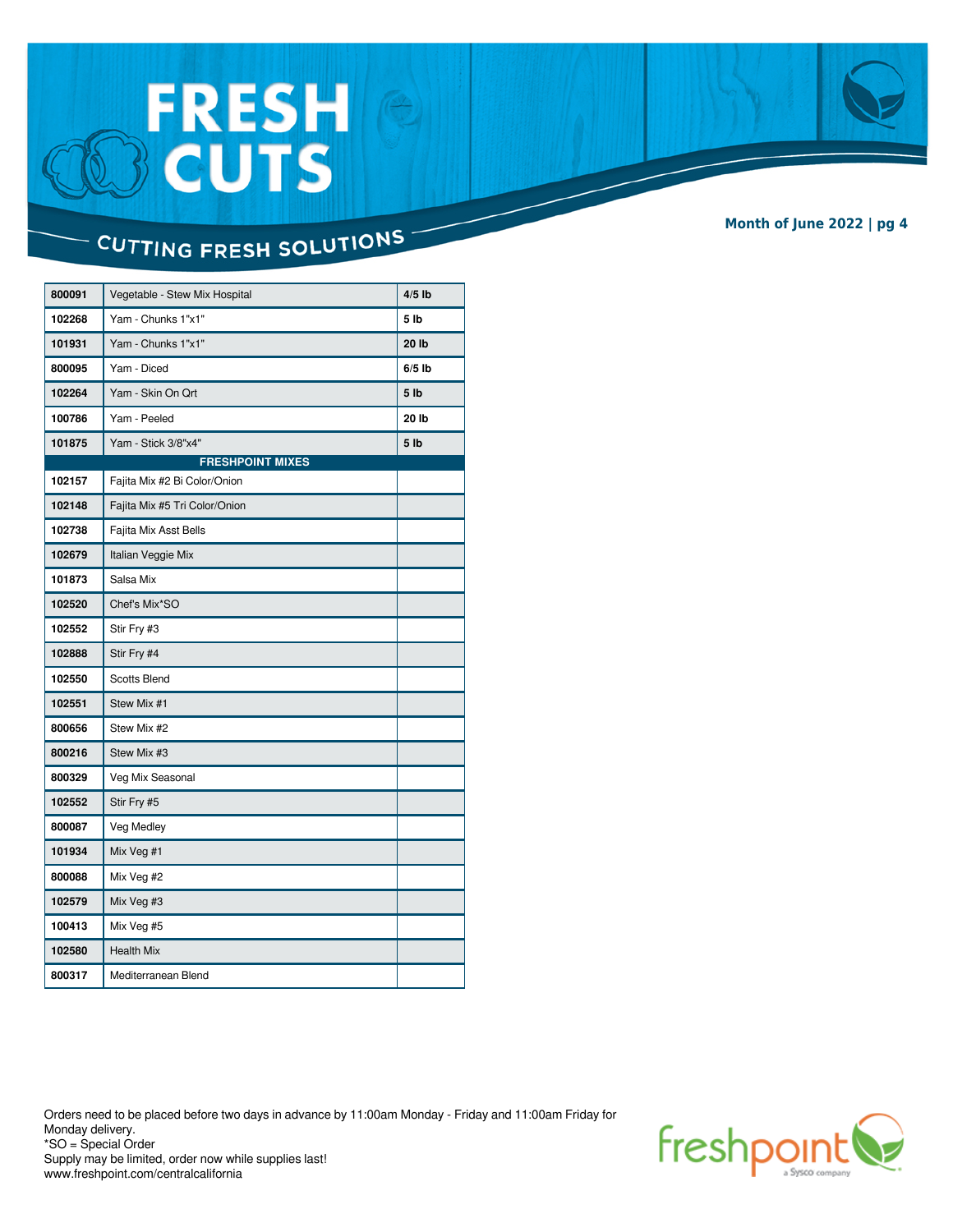# FRESH CUTS

CUTTING FRESH SOLUTIONS

**Month of June 2022 | pg 4**

| | | |
|---|---|---|
| **800091** | Vegetable - Stew Mix Hospital | **4/5 lb** |
| **102268** | Yam - Chunks 1"x1" | **5 lb** |
| **101931** | Yam - Chunks 1"x1" | **20 lb** |
| **800095** | Yam - Diced | **6/5 lb** |
| **102264** | Yam - Skin On Qrt | **5 lb** |
| **100786** | Yam - Peeled | **20 lb** |
| **101875** | Yam - Stick 3/8"x4" | **5 lb** |
| | **FRESHPOINT MIXES** | |
| **102157** | Fajita Mix #2 Bi Color/Onion | |
| **102148** | Fajita Mix #5 Tri Color/Onion | |
| **102738** | Fajita Mix Asst Bells | |
| **102679** | Italian Veggie Mix | |
| **101873** | Salsa Mix | |
| **102520** | Chef's Mix*SO | |
| **102552** | Stir Fry #3 | |
| **102888** | Stir Fry #4 | |
| **102550** | Scotts Blend | |
| **102551** | Stew Mix #1 | |
| **800656** | Stew Mix #2 | |
| **800216** | Stew Mix #3 | |
| **800329** | Veg Mix Seasonal | |
| **102552** | Stir Fry #5 | |
| **800087** | Veg Medley | |
| **101934** | Mix Veg #1 | |
| **800088** | Mix Veg #2 | |
| **102579** | Mix Veg #3 | |
| **100413** | Mix Veg #5 | |
| **102580** | Health Mix | |
| **800317** | Mediterranean Blend | |

Orders need to be placed before two days in advance by 11:00am Monday - Friday and 11:00am Friday for Monday delivery.
*SO = Special Order
Supply may be limited, order now while supplies last!
www.freshpoint.com/centralcalifornia

freshpoint a Sysco company